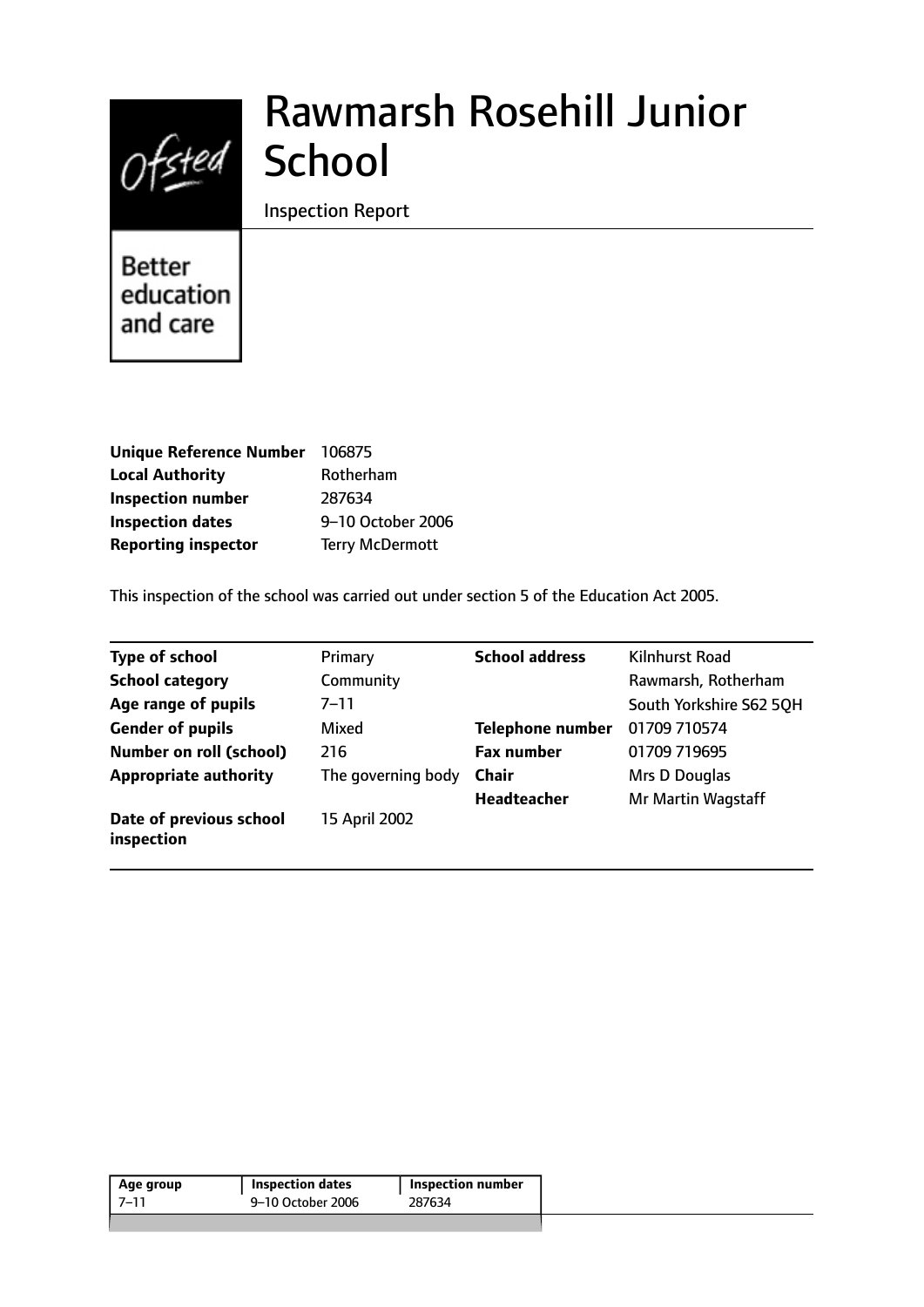# Rawmarsh Rosehill Junior School

Inspection Report

Better education and care

| | |
|---|---|
| **Unique Reference Number** | 106875 |
| **Local Authority** | Rotherham |
| **Inspection number** | 287634 |
| **Inspection dates** | 9–10 October 2006 |
| **Reporting inspector** | Terry McDermott |

This inspection of the school was carried out under section 5 of the Education Act 2005.

| | | | |
|---|---|---|---|
| **Type of school** | Primary | **School address** | Kilnhurst Road |
| **School category** | Community | | Rawmarsh, Rotherham |
| **Age range of pupils** | 7–11 | | South Yorkshire S62 5QH |
| **Gender of pupils** | Mixed | **Telephone number** | 01709 710574 |
| **Number on roll (school)** | 216 | **Fax number** | 01709 719695 |
| **Appropriate authority** | The governing body | **Chair** | Mrs D Douglas |
| | | **Headteacher** | Mr Martin Wagstaff |
| **Date of previous school inspection** | 15 April 2002 | | |

| Age group | Inspection dates | Inspection number |
|---|---|---|
| 7–11 | 9–10 October 2006 | 287634 |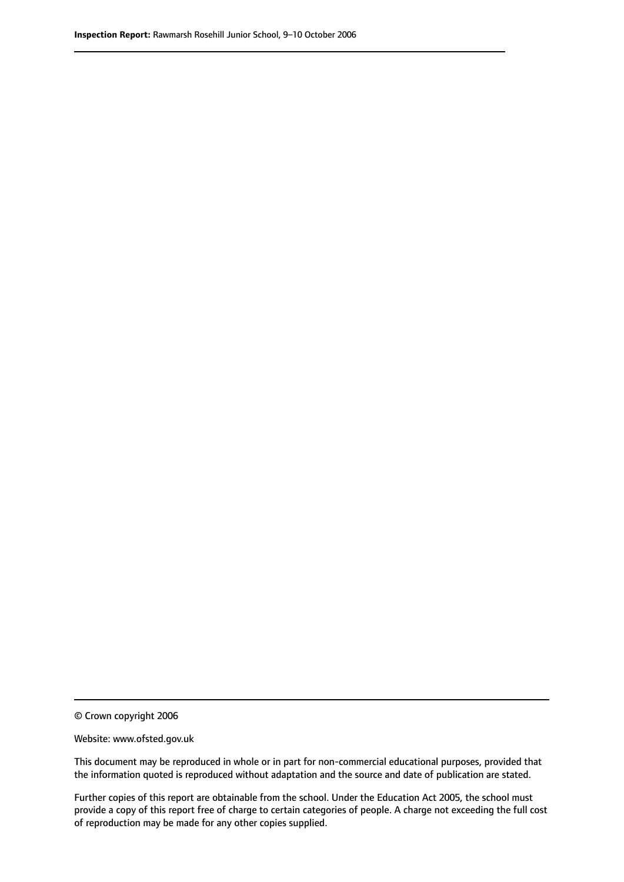© Crown copyright 2006

Website: www.ofsted.gov.uk

This document may be reproduced in whole or in part for non-commercial educational purposes, provided that the information quoted is reproduced without adaptation and the source and date of publication are stated.

Further copies of this report are obtainable from the school. Under the Education Act 2005, the school must provide a copy of this report free of charge to certain categories of people. A charge not exceeding the full cost of reproduction may be made for any other copies supplied.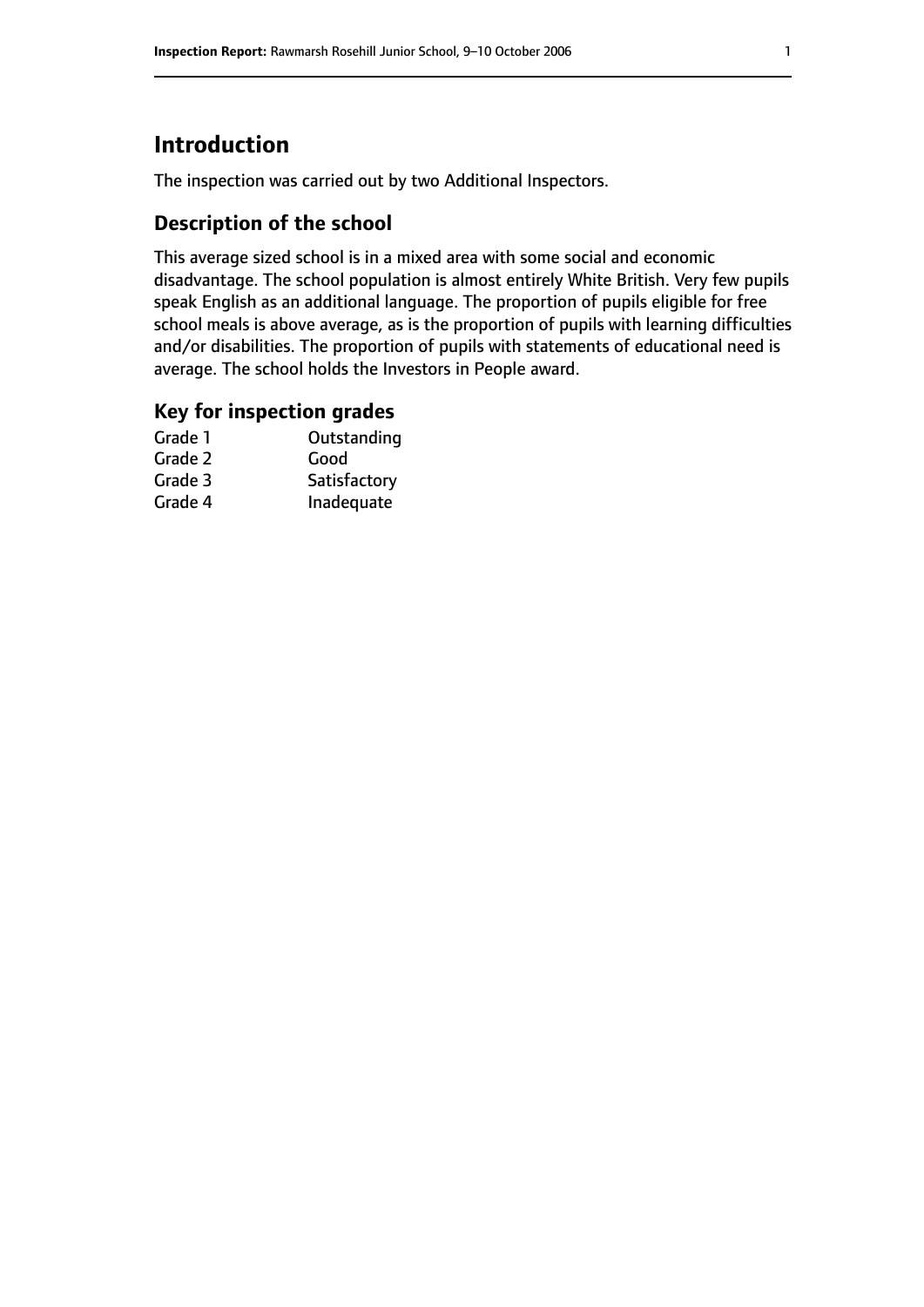# Introduction

The inspection was carried out by two Additional Inspectors.

## Description of the school

This average sized school is in a mixed area with some social and economic disadvantage. The school population is almost entirely White British. Very few pupils speak English as an additional language. The proportion of pupils eligible for free school meals is above average, as is the proportion of pupils with learning difficulties and/or disabilities. The proportion of pupils with statements of educational need is average. The school holds the Investors in People award.

## Key for inspection grades

| | |
|---|---|
| Grade 1 | Outstanding |
| Grade 2 | Good |
| Grade 3 | Satisfactory |
| Grade 4 | Inadequate |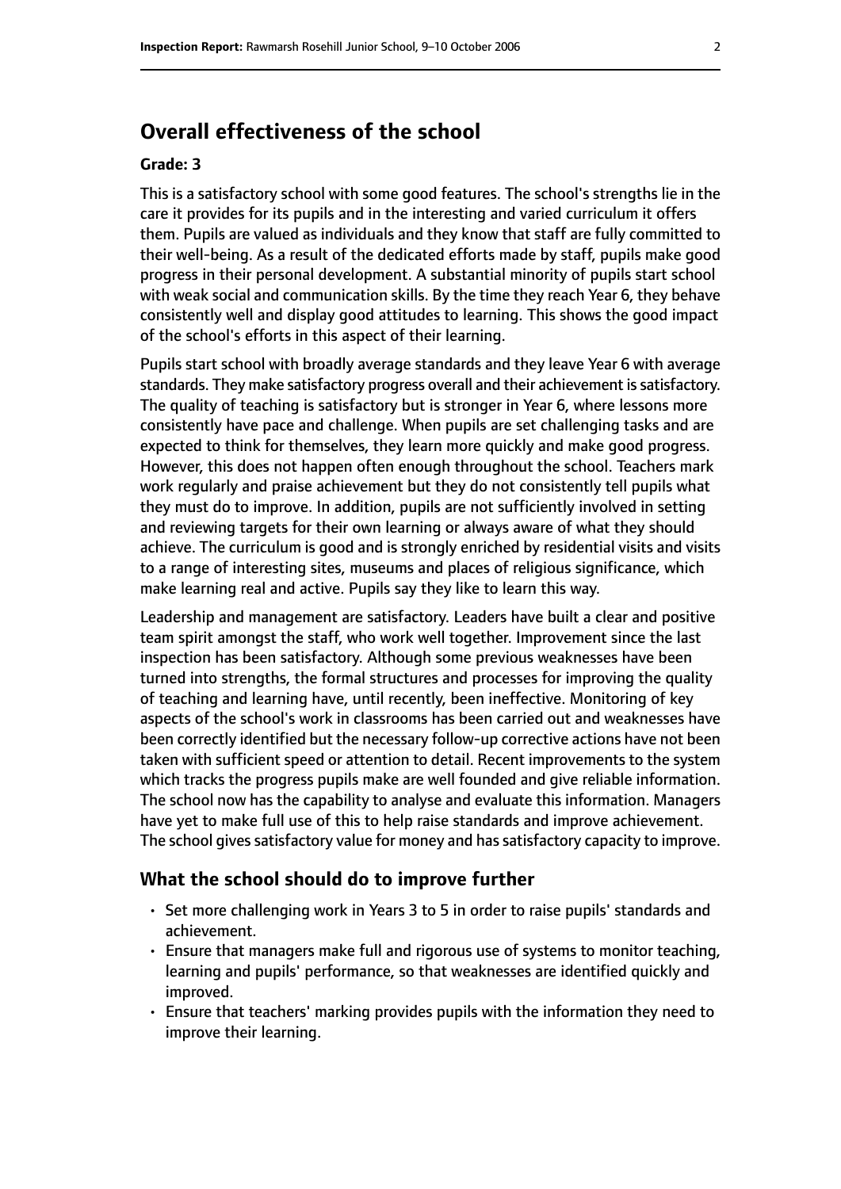## Overall effectiveness of the school

### Grade: 3

This is a satisfactory school with some good features. The school's strengths lie in the care it provides for its pupils and in the interesting and varied curriculum it offers them. Pupils are valued as individuals and they know that staff are fully committed to their well-being. As a result of the dedicated efforts made by staff, pupils make good progress in their personal development. A substantial minority of pupils start school with weak social and communication skills. By the time they reach Year 6, they behave consistently well and display good attitudes to learning. This shows the good impact of the school's efforts in this aspect of their learning.

Pupils start school with broadly average standards and they leave Year 6 with average standards. They make satisfactory progress overall and their achievement is satisfactory. The quality of teaching is satisfactory but is stronger in Year 6, where lessons more consistently have pace and challenge. When pupils are set challenging tasks and are expected to think for themselves, they learn more quickly and make good progress. However, this does not happen often enough throughout the school. Teachers mark work regularly and praise achievement but they do not consistently tell pupils what they must do to improve. In addition, pupils are not sufficiently involved in setting and reviewing targets for their own learning or always aware of what they should achieve. The curriculum is good and is strongly enriched by residential visits and visits to a range of interesting sites, museums and places of religious significance, which make learning real and active. Pupils say they like to learn this way.

Leadership and management are satisfactory. Leaders have built a clear and positive team spirit amongst the staff, who work well together. Improvement since the last inspection has been satisfactory. Although some previous weaknesses have been turned into strengths, the formal structures and processes for improving the quality of teaching and learning have, until recently, been ineffective. Monitoring of key aspects of the school's work in classrooms has been carried out and weaknesses have been correctly identified but the necessary follow-up corrective actions have not been taken with sufficient speed or attention to detail. Recent improvements to the system which tracks the progress pupils make are well founded and give reliable information. The school now has the capability to analyse and evaluate this information. Managers have yet to make full use of this to help raise standards and improve achievement. The school gives satisfactory value for money and has satisfactory capacity to improve.

### What the school should do to improve further

- Set more challenging work in Years 3 to 5 in order to raise pupils' standards and achievement.
- Ensure that managers make full and rigorous use of systems to monitor teaching, learning and pupils' performance, so that weaknesses are identified quickly and improved.
- Ensure that teachers' marking provides pupils with the information they need to improve their learning.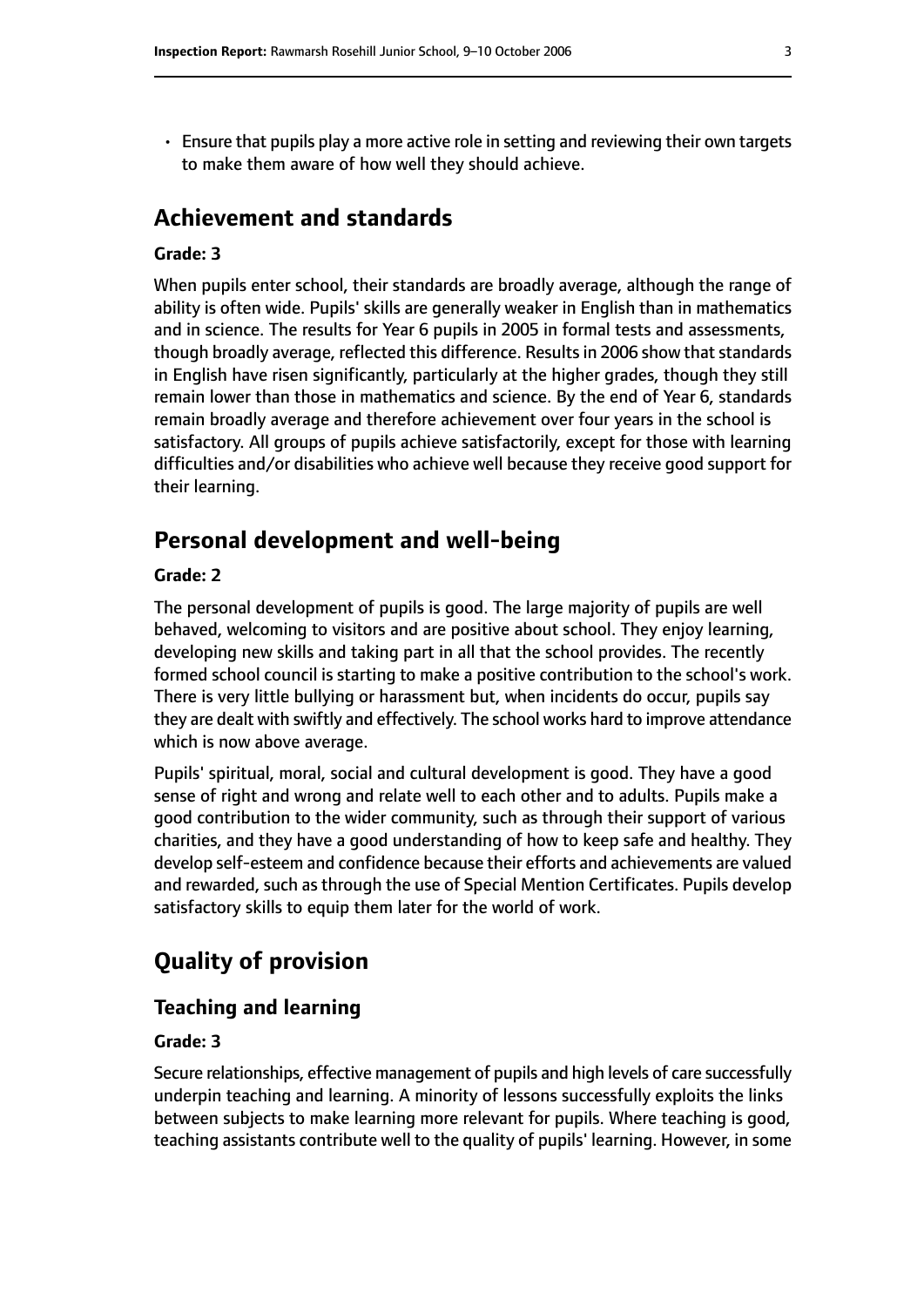- Ensure that pupils play a more active role in setting and reviewing their own targets to make them aware of how well they should achieve.

## Achievement and standards

**Grade: 3**

When pupils enter school, their standards are broadly average, although the range of ability is often wide. Pupils' skills are generally weaker in English than in mathematics and in science. The results for Year 6 pupils in 2005 in formal tests and assessments, though broadly average, reflected this difference. Results in 2006 show that standards in English have risen significantly, particularly at the higher grades, though they still remain lower than those in mathematics and science. By the end of Year 6, standards remain broadly average and therefore achievement over four years in the school is satisfactory. All groups of pupils achieve satisfactorily, except for those with learning difficulties and/or disabilities who achieve well because they receive good support for their learning.

## Personal development and well-being

**Grade: 2**

The personal development of pupils is good. The large majority of pupils are well behaved, welcoming to visitors and are positive about school. They enjoy learning, developing new skills and taking part in all that the school provides. The recently formed school council is starting to make a positive contribution to the school's work. There is very little bullying or harassment but, when incidents do occur, pupils say they are dealt with swiftly and effectively. The school works hard to improve attendance which is now above average.

Pupils' spiritual, moral, social and cultural development is good. They have a good sense of right and wrong and relate well to each other and to adults. Pupils make a good contribution to the wider community, such as through their support of various charities, and they have a good understanding of how to keep safe and healthy. They develop self-esteem and confidence because their efforts and achievements are valued and rewarded, such as through the use of Special Mention Certificates. Pupils develop satisfactory skills to equip them later for the world of work.

## Quality of provision

### Teaching and learning

**Grade: 3**

Secure relationships, effective management of pupils and high levels of care successfully underpin teaching and learning. A minority of lessons successfully exploits the links between subjects to make learning more relevant for pupils. Where teaching is good, teaching assistants contribute well to the quality of pupils' learning. However, in some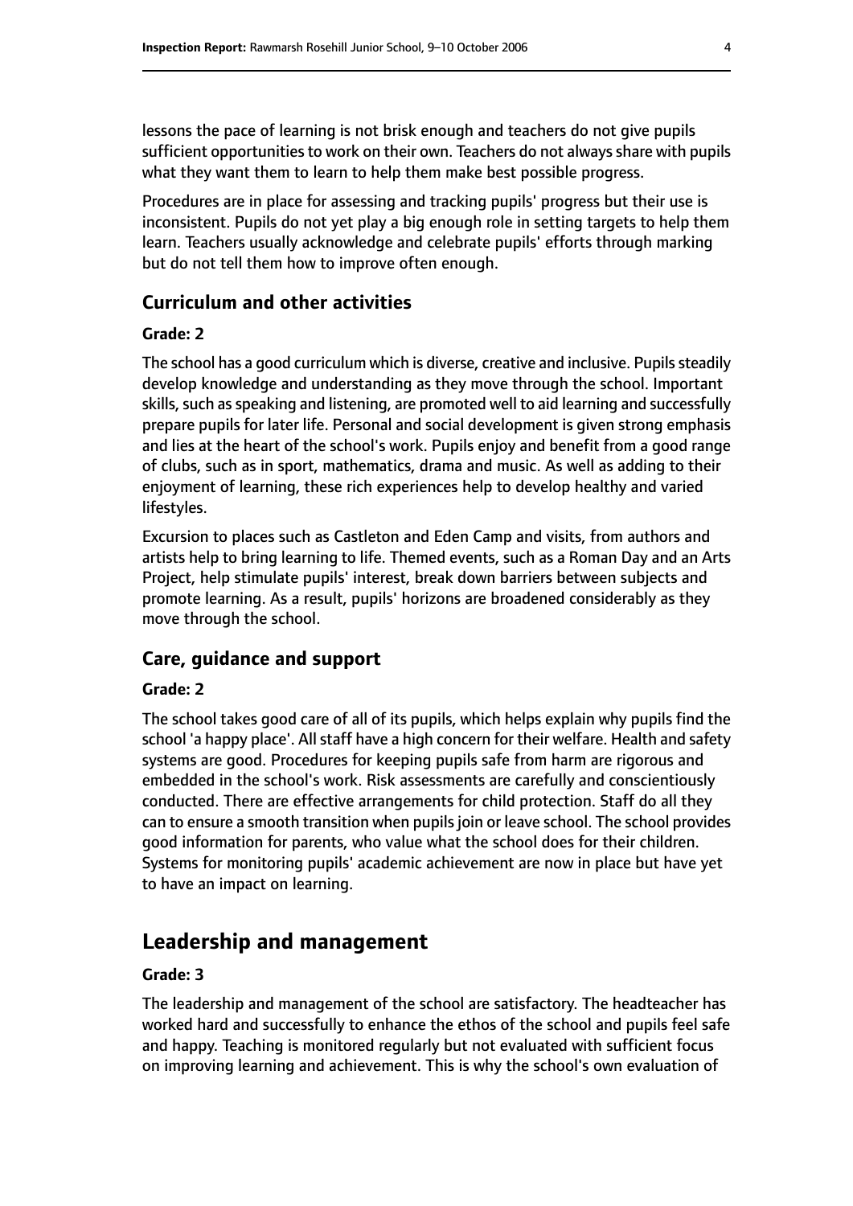lessons the pace of learning is not brisk enough and teachers do not give pupils sufficient opportunities to work on their own. Teachers do not always share with pupils what they want them to learn to help them make best possible progress.

Procedures are in place for assessing and tracking pupils' progress but their use is inconsistent. Pupils do not yet play a big enough role in setting targets to help them learn. Teachers usually acknowledge and celebrate pupils' efforts through marking but do not tell them how to improve often enough.

### Curriculum and other activities

#### Grade: 2

The school has a good curriculum which is diverse, creative and inclusive. Pupils steadily develop knowledge and understanding as they move through the school. Important skills, such as speaking and listening, are promoted well to aid learning and successfully prepare pupils for later life. Personal and social development is given strong emphasis and lies at the heart of the school's work. Pupils enjoy and benefit from a good range of clubs, such as in sport, mathematics, drama and music. As well as adding to their enjoyment of learning, these rich experiences help to develop healthy and varied lifestyles.

Excursion to places such as Castleton and Eden Camp and visits, from authors and artists help to bring learning to life. Themed events, such as a Roman Day and an Arts Project, help stimulate pupils' interest, break down barriers between subjects and promote learning. As a result, pupils' horizons are broadened considerably as they move through the school.

### Care, guidance and support

#### Grade: 2

The school takes good care of all of its pupils, which helps explain why pupils find the school 'a happy place'. All staff have a high concern for their welfare. Health and safety systems are good. Procedures for keeping pupils safe from harm are rigorous and embedded in the school's work. Risk assessments are carefully and conscientiously conducted. There are effective arrangements for child protection. Staff do all they can to ensure a smooth transition when pupils join or leave school. The school provides good information for parents, who value what the school does for their children. Systems for monitoring pupils' academic achievement are now in place but have yet to have an impact on learning.

## Leadership and management

#### Grade: 3

The leadership and management of the school are satisfactory. The headteacher has worked hard and successfully to enhance the ethos of the school and pupils feel safe and happy. Teaching is monitored regularly but not evaluated with sufficient focus on improving learning and achievement. This is why the school's own evaluation of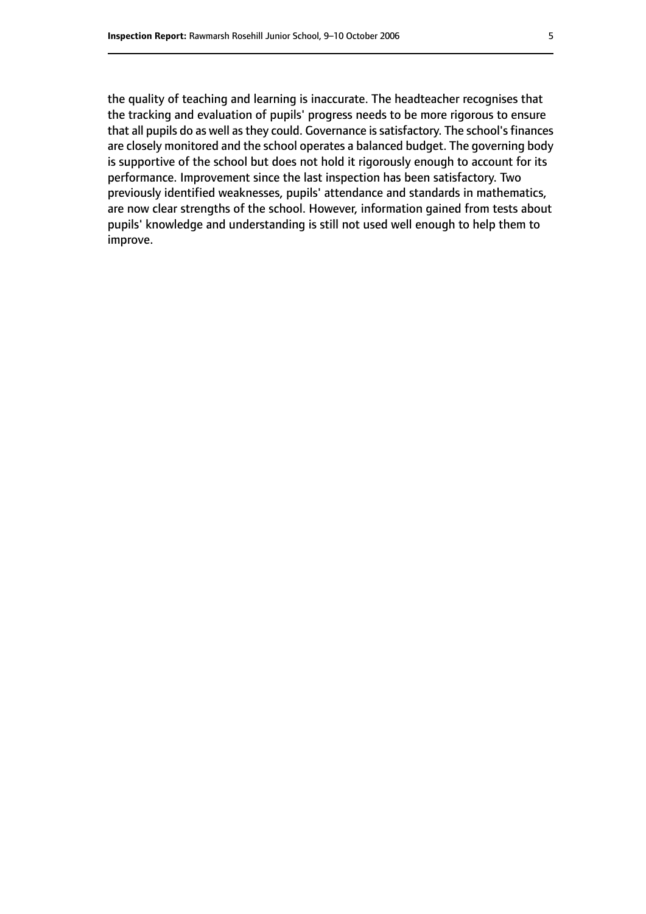the quality of teaching and learning is inaccurate. The headteacher recognises that the tracking and evaluation of pupils' progress needs to be more rigorous to ensure that all pupils do as well as they could. Governance is satisfactory. The school's finances are closely monitored and the school operates a balanced budget. The governing body is supportive of the school but does not hold it rigorously enough to account for its performance. Improvement since the last inspection has been satisfactory. Two previously identified weaknesses, pupils' attendance and standards in mathematics, are now clear strengths of the school. However, information gained from tests about pupils' knowledge and understanding is still not used well enough to help them to improve.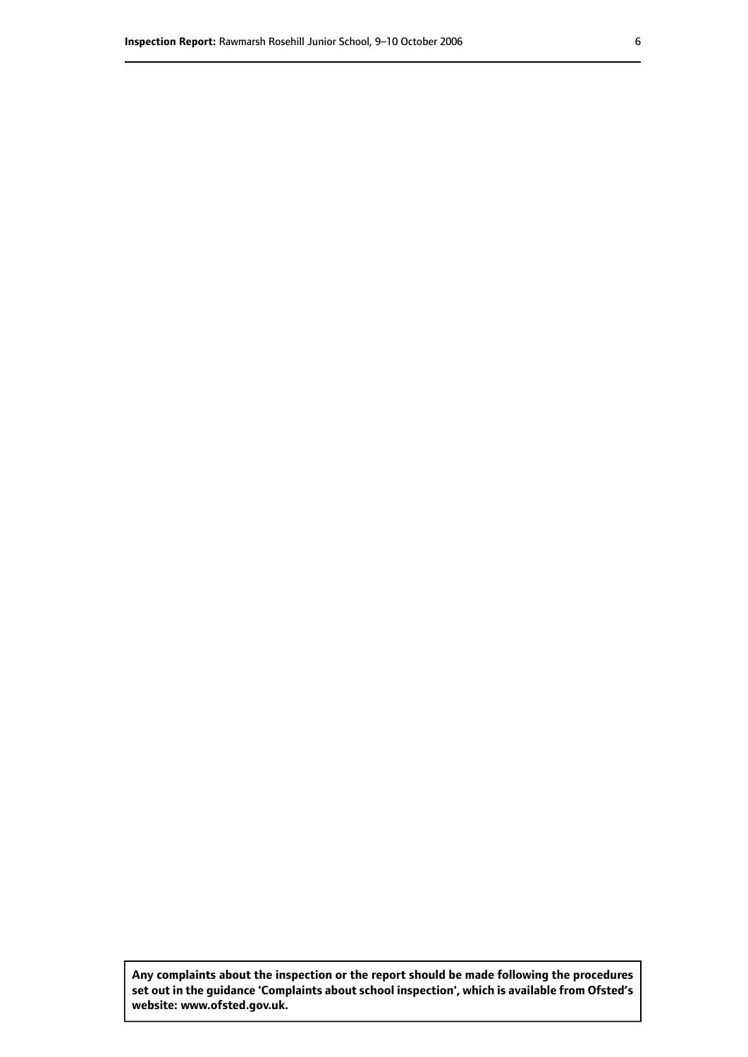**Any complaints about the inspection or the report should be made following the procedures set out in the guidance 'Complaints about school inspection', which is available from Ofsted's website: www.ofsted.gov.uk.**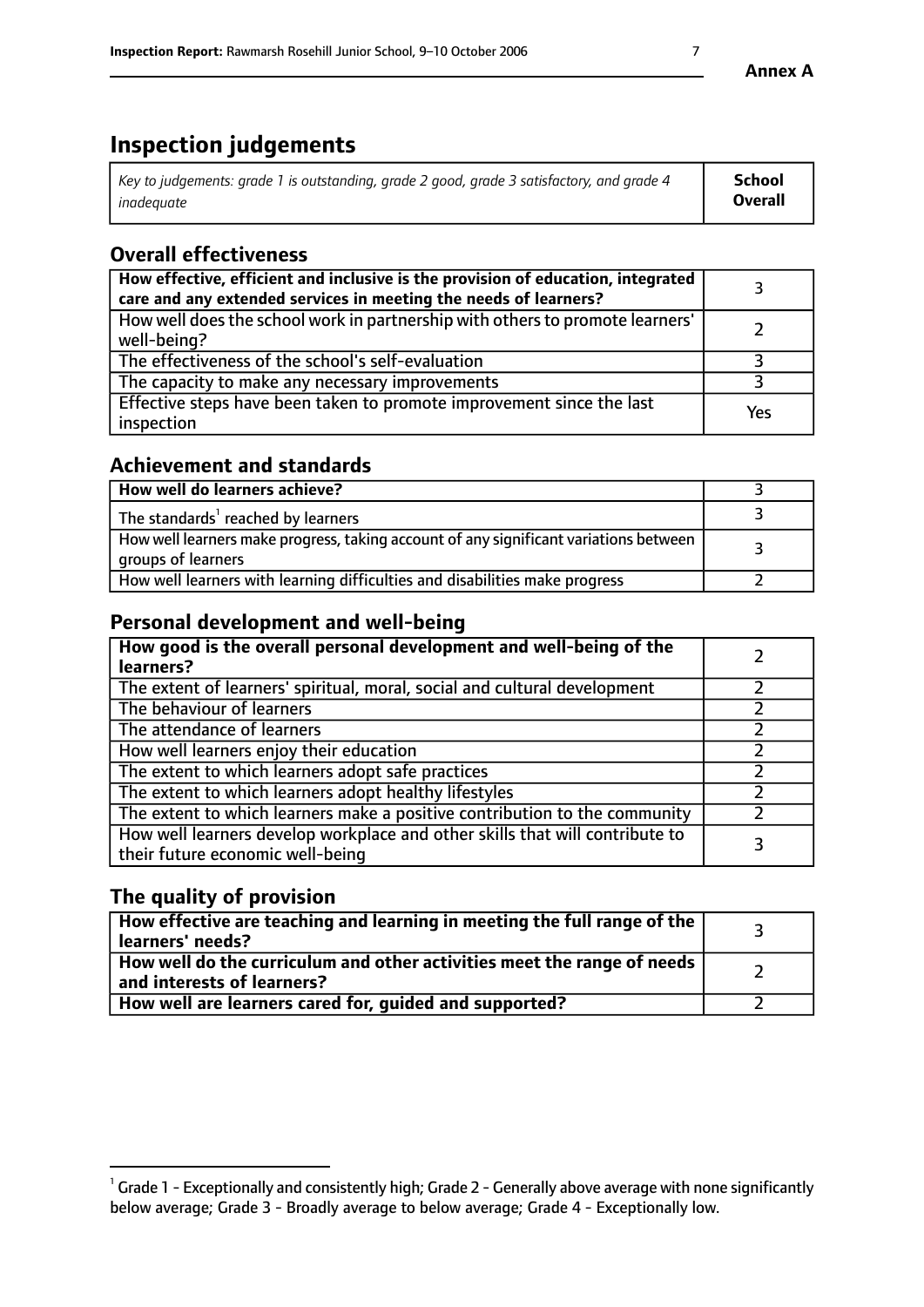# Inspection judgements

| *Key to judgements: grade 1 is outstanding, grade 2 good, grade 3 satisfactory, and grade 4 inadequate* | **School Overall** |
|---|---|

## Overall effectiveness

| | |
|---|---|
| **How effective, efficient and inclusive is the provision of education, integrated care and any extended services in meeting the needs of learners?** | 3 |
| How well does the school work in partnership with others to promote learners' well-being? | 2 |
| The effectiveness of the school's self-evaluation | 3 |
| The capacity to make any necessary improvements | 3 |
| Effective steps have been taken to promote improvement since the last inspection | Yes |

## Achievement and standards

| | |
|---|---|
| **How well do learners achieve?** | 3 |
| The standards[1] reached by learners | 3 |
| How well learners make progress, taking account of any significant variations between groups of learners | 3 |
| How well learners with learning difficulties and disabilities make progress | 2 |

## Personal development and well-being

| | |
|---|---|
| **How good is the overall personal development and well-being of the learners?** | 2 |
| The extent of learners' spiritual, moral, social and cultural development | 2 |
| The behaviour of learners | 2 |
| The attendance of learners | 2 |
| How well learners enjoy their education | 2 |
| The extent to which learners adopt safe practices | 2 |
| The extent to which learners adopt healthy lifestyles | 2 |
| The extent to which learners make a positive contribution to the community | 2 |
| How well learners develop workplace and other skills that will contribute to their future economic well-being | 3 |

## The quality of provision

| | |
|---|---|
| **How effective are teaching and learning in meeting the full range of the learners' needs?** | 3 |
| **How well do the curriculum and other activities meet the range of needs and interests of learners?** | 2 |
| **How well are learners cared for, guided and supported?** | 2 |

[1] Grade 1 - Exceptionally and consistently high; Grade 2 - Generally above average with none significantly below average; Grade 3 - Broadly average to below average; Grade 4 - Exceptionally low.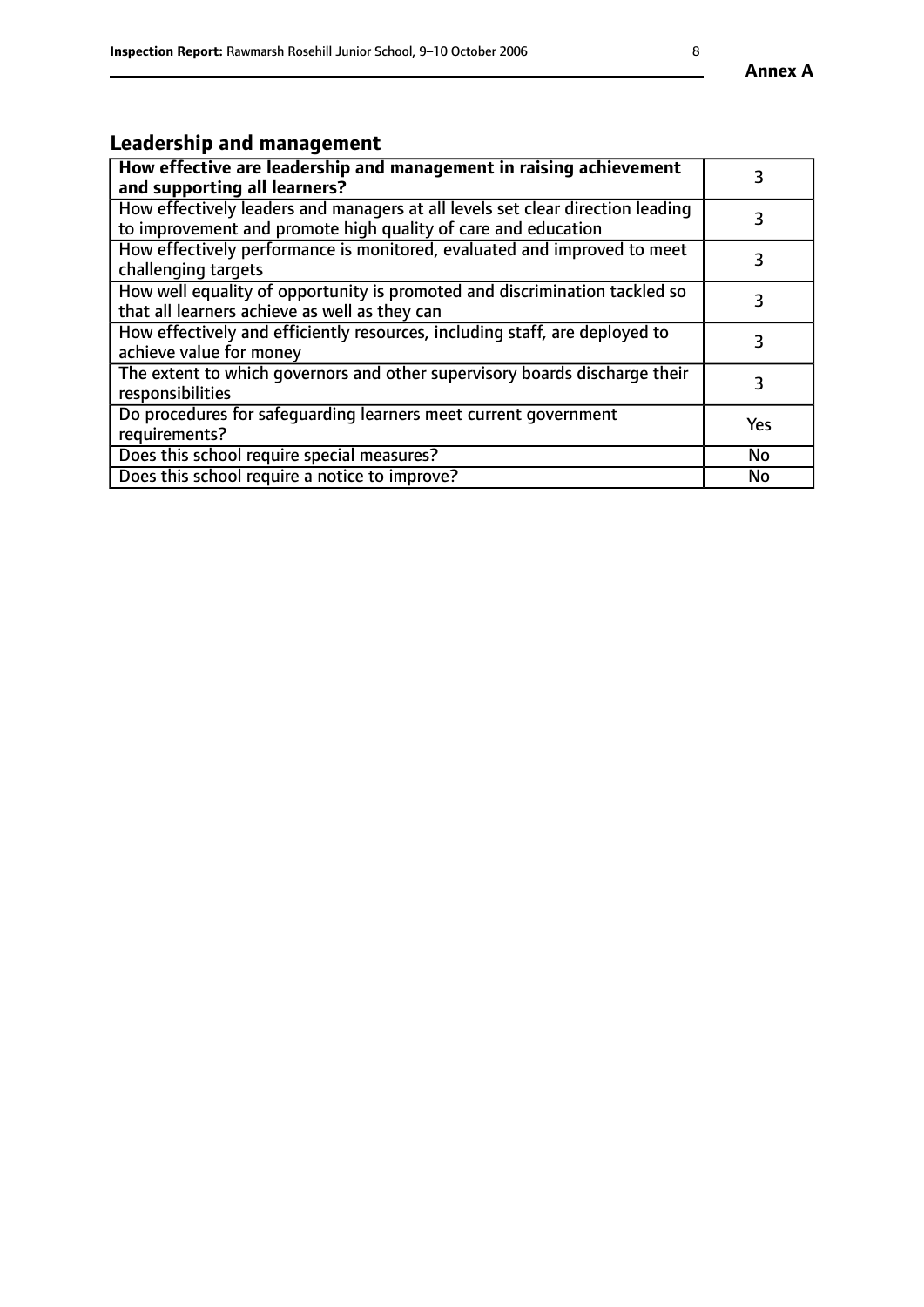## Leadership and management

| **How effective are leadership and management in raising achievement and supporting all learners?** | 3 |
|---|---|
| How effectively leaders and managers at all levels set clear direction leading to improvement and promote high quality of care and education | 3 |
| How effectively performance is monitored, evaluated and improved to meet challenging targets | 3 |
| How well equality of opportunity is promoted and discrimination tackled so that all learners achieve as well as they can | 3 |
| How effectively and efficiently resources, including staff, are deployed to achieve value for money | 3 |
| The extent to which governors and other supervisory boards discharge their responsibilities | 3 |
| Do procedures for safeguarding learners meet current government requirements? | Yes |
| Does this school require special measures? | No |
| Does this school require a notice to improve? | No |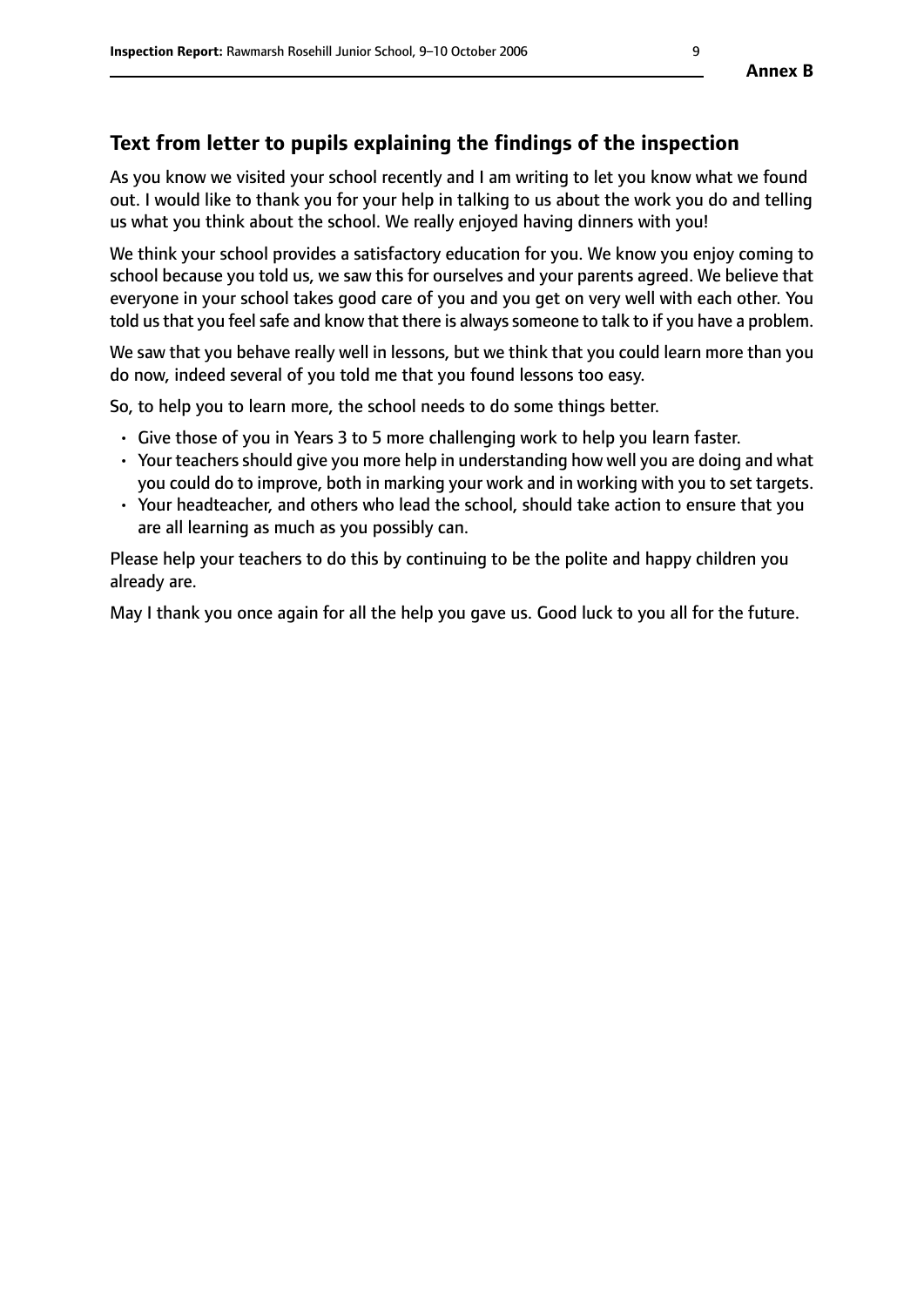## Text from letter to pupils explaining the findings of the inspection

As you know we visited your school recently and I am writing to let you know what we found out. I would like to thank you for your help in talking to us about the work you do and telling us what you think about the school. We really enjoyed having dinners with you!

We think your school provides a satisfactory education for you. We know you enjoy coming to school because you told us, we saw this for ourselves and your parents agreed. We believe that everyone in your school takes good care of you and you get on very well with each other. You told us that you feel safe and know that there is always someone to talk to if you have a problem.

We saw that you behave really well in lessons, but we think that you could learn more than you do now, indeed several of you told me that you found lessons too easy.

So, to help you to learn more, the school needs to do some things better.

- Give those of you in Years 3 to 5 more challenging work to help you learn faster.
- Your teachers should give you more help in understanding how well you are doing and what you could do to improve, both in marking your work and in working with you to set targets.
- Your headteacher, and others who lead the school, should take action to ensure that you are all learning as much as you possibly can.

Please help your teachers to do this by continuing to be the polite and happy children you already are.

May I thank you once again for all the help you gave us. Good luck to you all for the future.